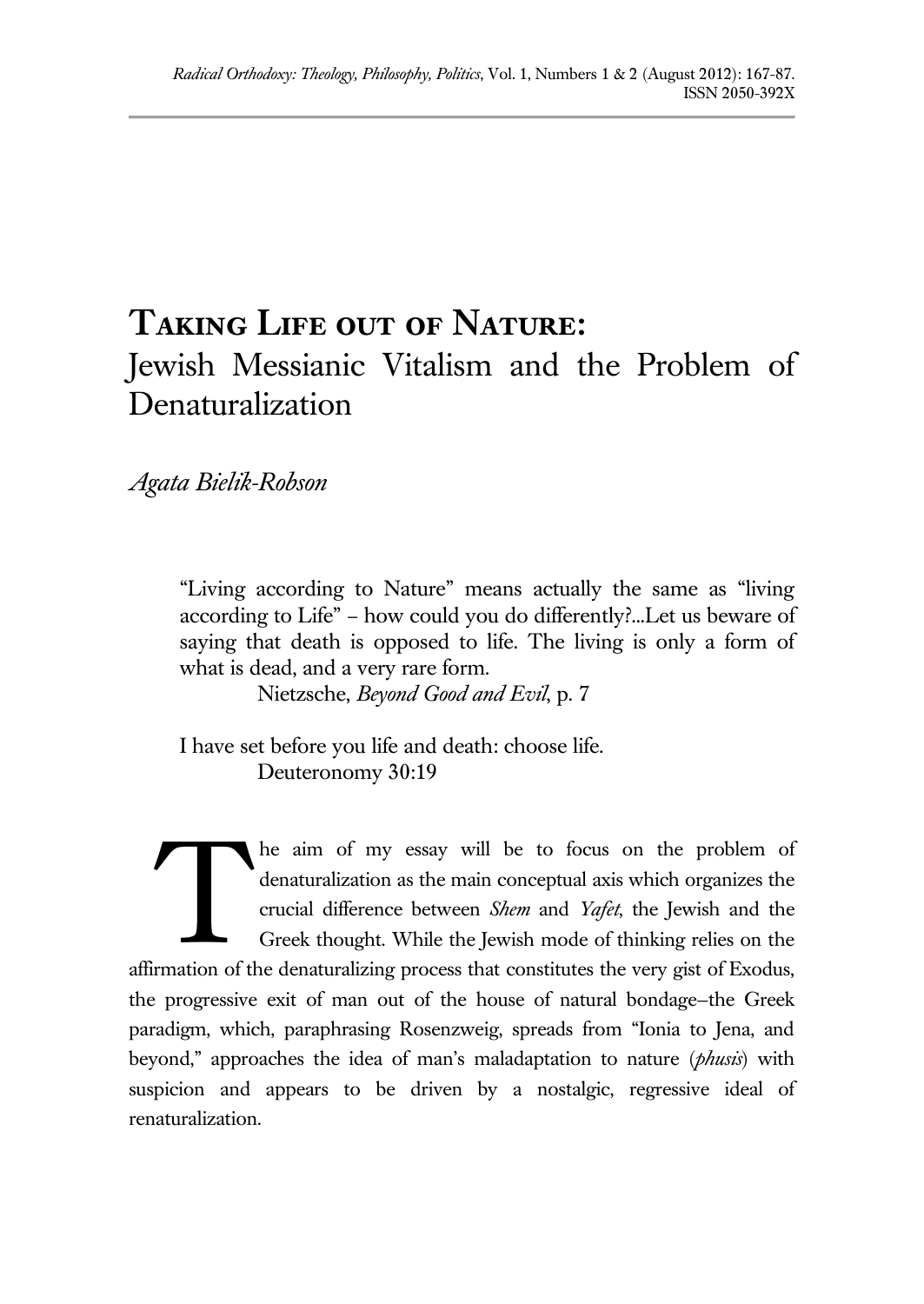# **Taking Life out of Nature:**
# Jewish Messianic Vitalism and the Problem of Denaturalization

*Agata Bielik-Robson*

> "Living according to Nature" means actually the same as "living according to Life" – how could you do differently?...Let us beware of saying that death is opposed to life. The living is only a form of what is dead, and a very rare form.
>
> Nietzsche, *Beyond Good and Evil*, p. 7

> I have set before you life and death: choose life.
>
> Deuteronomy 30:19

The aim of my essay will be to focus on the problem of denaturalization as the main conceptual axis which organizes the crucial difference between *Shem* and *Yafet*, the Jewish and the Greek thought. While the Jewish mode of thinking relies on the affirmation of the denaturalizing process that constitutes the very gist of Exodus, the progressive exit of man out of the house of natural bondage–the Greek paradigm, which, paraphrasing Rosenzweig, spreads from "Ionia to Jena, and beyond," approaches the idea of man's maladaptation to nature (*phusis*) with suspicion and appears to be driven by a nostalgic, regressive ideal of renaturalization.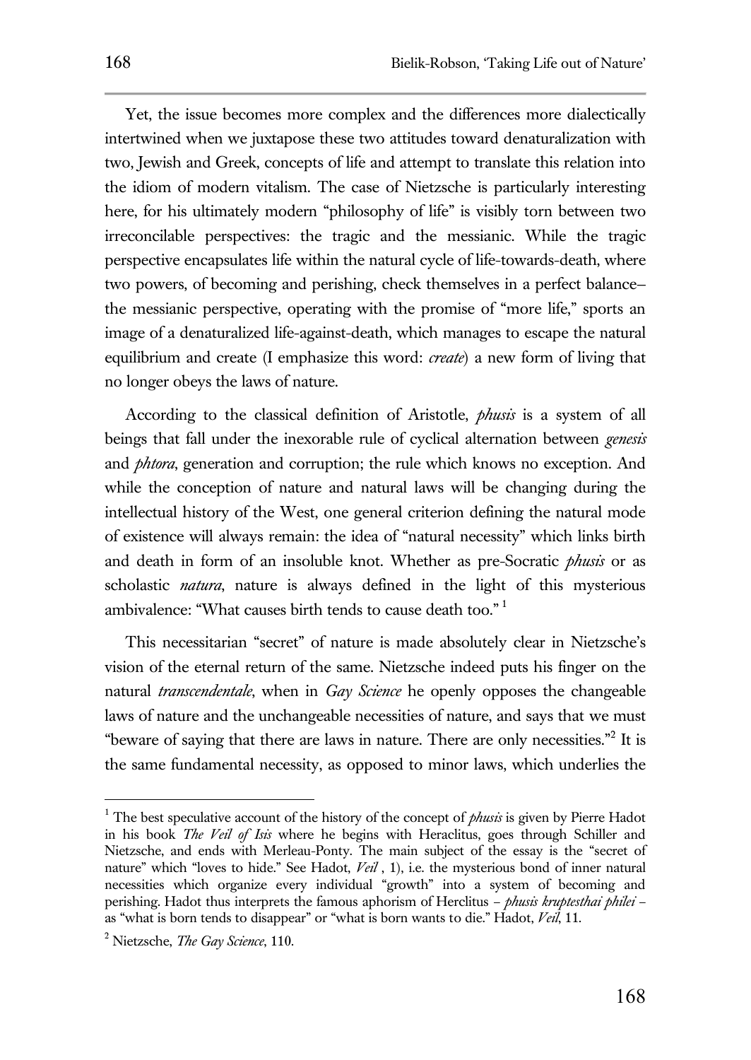Yet, the issue becomes more complex and the differences more dialectically intertwined when we juxtapose these two attitudes toward denaturalization with two, Jewish and Greek, concepts of life and attempt to translate this relation into the idiom of modern vitalism. The case of Nietzsche is particularly interesting here, for his ultimately modern "philosophy of life" is visibly torn between two irreconcilable perspectives: the tragic and the messianic. While the tragic perspective encapsulates life within the natural cycle of life-towards-death, where two powers, of becoming and perishing, check themselves in a perfect balance– the messianic perspective, operating with the promise of "more life," sports an image of a denaturalized life-against-death, which manages to escape the natural equilibrium and create (I emphasize this word: *create*) a new form of living that no longer obeys the laws of nature.

According to the classical definition of Aristotle, *phusis* is a system of all beings that fall under the inexorable rule of cyclical alternation between *genesis* and *phtora*, generation and corruption; the rule which knows no exception. And while the conception of nature and natural laws will be changing during the intellectual history of the West, one general criterion defining the natural mode of existence will always remain: the idea of "natural necessity" which links birth and death in form of an insoluble knot. Whether as pre-Socratic *phusis* or as scholastic *natura*, nature is always defined in the light of this mysterious ambivalence: "What causes birth tends to cause death too." [1]

This necessitarian "secret" of nature is made absolutely clear in Nietzsche's vision of the eternal return of the same. Nietzsche indeed puts his finger on the natural *transcendentale*, when in *Gay Science* he openly opposes the changeable laws of nature and the unchangeable necessities of nature, and says that we must "beware of saying that there are laws in nature. There are only necessities."[2] It is the same fundamental necessity, as opposed to minor laws, which underlies the

---

[1] The best speculative account of the history of the concept of *phusis* is given by Pierre Hadot in his book *The Veil of Isis* where he begins with Heraclitus, goes through Schiller and Nietzsche, and ends with Merleau-Ponty. The main subject of the essay is the "secret of nature" which "loves to hide." See Hadot, *Veil* , 1), i.e. the mysterious bond of inner natural necessities which organize every individual "growth" into a system of becoming and perishing. Hadot thus interprets the famous aphorism of Herclitus – *phusis kruptesthai philei* – as "what is born tends to disappear" or "what is born wants to die." Hadot, *Veil*, 11.

[2] Nietzsche, *The Gay Science*, 110.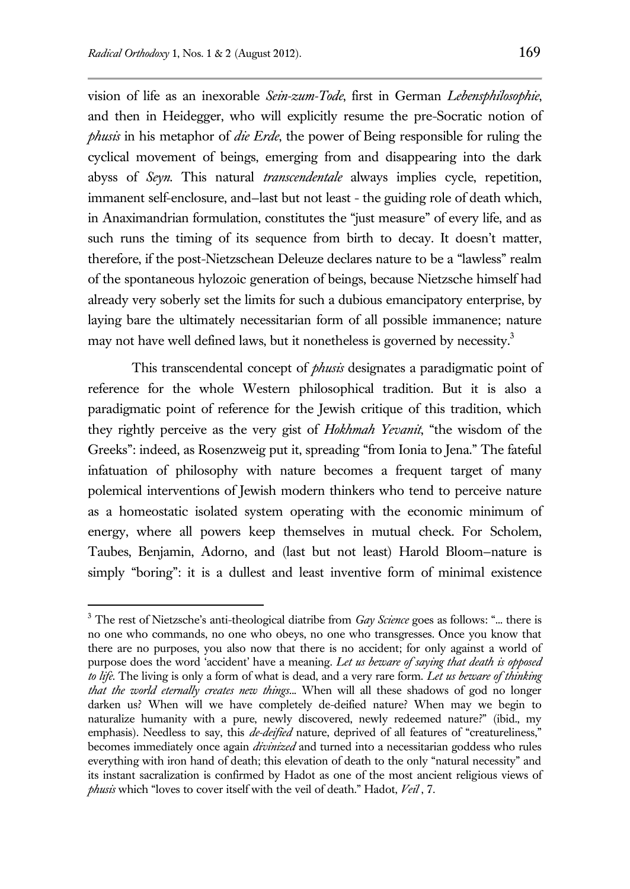vision of life as an inexorable *Sein-zum-Tode*, first in German *Lebensphilosophie*, and then in Heidegger, who will explicitly resume the pre-Socratic notion of *phusis* in his metaphor of *die Erde*, the power of Being responsible for ruling the cyclical movement of beings, emerging from and disappearing into the dark abyss of *Seyn*. This natural *transcendentale* always implies cycle, repetition, immanent self-enclosure, and—last but not least - the guiding role of death which, in Anaximandrian formulation, constitutes the "just measure" of every life, and as such runs the timing of its sequence from birth to decay. It doesn't matter, therefore, if the post-Nietzschean Deleuze declares nature to be a "lawless" realm of the spontaneous hylozoic generation of beings, because Nietzsche himself had already very soberly set the limits for such a dubious emancipatory enterprise, by laying bare the ultimately necessitarian form of all possible immanence; nature may not have well defined laws, but it nonetheless is governed by necessity.[3]

This transcendental concept of *phusis* designates a paradigmatic point of reference for the whole Western philosophical tradition. But it is also a paradigmatic point of reference for the Jewish critique of this tradition, which they rightly perceive as the very gist of *Hokhmah Yevanit*, "the wisdom of the Greeks": indeed, as Rosenzweig put it, spreading "from Ionia to Jena." The fateful infatuation of philosophy with nature becomes a frequent target of many polemical interventions of Jewish modern thinkers who tend to perceive nature as a homeostatic isolated system operating with the economic minimum of energy, where all powers keep themselves in mutual check. For Scholem, Taubes, Benjamin, Adorno, and (last but not least) Harold Bloom—nature is simply "boring": it is a dullest and least inventive form of minimal existence

---

[3] The rest of Nietzsche's anti-theological diatribe from *Gay Science* goes as follows: "... there is no one who commands, no one who obeys, no one who transgresses. Once you know that there are no purposes, you also now that there is no accident; for only against a world of purpose does the word 'accident' have a meaning. *Let us beware of saying that death is opposed to life*. The living is only a form of what is dead, and a very rare form. *Let us beware of thinking that the world eternally creates new things*... When will all these shadows of god no longer darken us? When will we have completely de-deified nature? When may we begin to naturalize humanity with a pure, newly discovered, newly redeemed nature?" (ibid., my emphasis). Needless to say, this *de-deified* nature, deprived of all features of "creatureliness," becomes immediately once again *divinized* and turned into a necessitarian goddess who rules everything with iron hand of death; this elevation of death to the only "natural necessity" and its instant sacralization is confirmed by Hadot as one of the most ancient religious views of *phusis* which "loves to cover itself with the veil of death." Hadot, *Veil* , 7.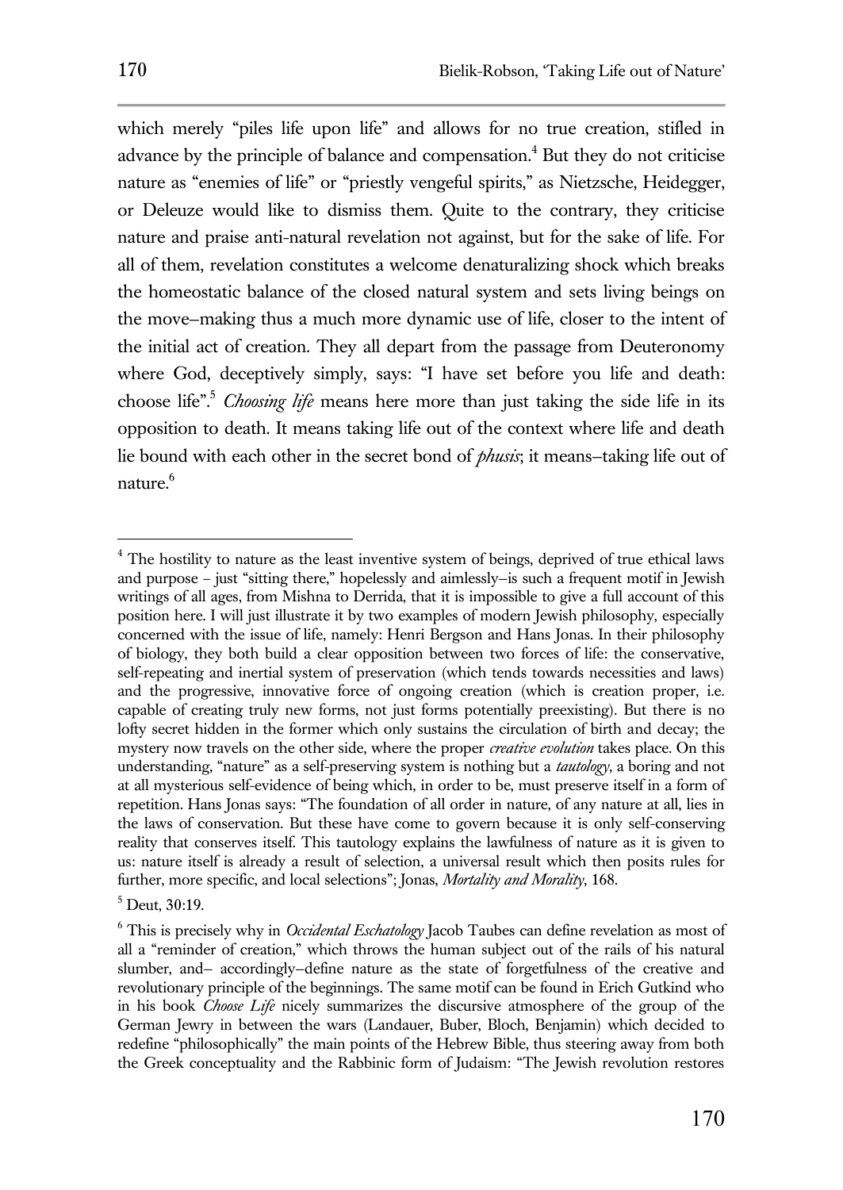which merely "piles life upon life" and allows for no true creation, stifled in advance by the principle of balance and compensation.[4] But they do not criticise nature as "enemies of life" or "priestly vengeful spirits," as Nietzsche, Heidegger, or Deleuze would like to dismiss them. Quite to the contrary, they criticise nature and praise anti-natural revelation not against, but for the sake of life. For all of them, revelation constitutes a welcome denaturalizing shock which breaks the homeostatic balance of the closed natural system and sets living beings on the move–making thus a much more dynamic use of life, closer to the intent of the initial act of creation. They all depart from the passage from Deuteronomy where God, deceptively simply, says: "I have set before you life and death: choose life".[5] *Choosing life* means here more than just taking the side life in its opposition to death. It means taking life out of the context where life and death lie bound with each other in the secret bond of *phusis*; it means–taking life out of nature.[6]

---

[4] The hostility to nature as the least inventive system of beings, deprived of true ethical laws and purpose – just "sitting there," hopelessly and aimlessly–is such a frequent motif in Jewish writings of all ages, from Mishna to Derrida, that it is impossible to give a full account of this position here. I will just illustrate it by two examples of modern Jewish philosophy, especially concerned with the issue of life, namely: Henri Bergson and Hans Jonas. In their philosophy of biology, they both build a clear opposition between two forces of life: the conservative, self-repeating and inertial system of preservation (which tends towards necessities and laws) and the progressive, innovative force of ongoing creation (which is creation proper, i.e. capable of creating truly new forms, not just forms potentially preexisting). But there is no lofty secret hidden in the former which only sustains the circulation of birth and decay; the mystery now travels on the other side, where the proper *creative evolution* takes place. On this understanding, "nature" as a self-preserving system is nothing but a *tautology*, a boring and not at all mysterious self-evidence of being which, in order to be, must preserve itself in a form of repetition. Hans Jonas says: "The foundation of all order in nature, of any nature at all, lies in the laws of conservation. But these have come to govern because it is only self-conserving reality that conserves itself. This tautology explains the lawfulness of nature as it is given to us: nature itself is already a result of selection, a universal result which then posits rules for further, more specific, and local selections"; Jonas, *Mortality and Morality*, 168.

[5] Deut, 30:19.

[6] This is precisely why in *Occidental Eschatology* Jacob Taubes can define revelation as most of all a "reminder of creation," which throws the human subject out of the rails of his natural slumber, and– accordingly–define nature as the state of forgetfulness of the creative and revolutionary principle of the beginnings. The same motif can be found in Erich Gutkind who in his book *Choose Life* nicely summarizes the discursive atmosphere of the group of the German Jewry in between the wars (Landauer, Buber, Bloch, Benjamin) which decided to redefine "philosophically" the main points of the Hebrew Bible, thus steering away from both the Greek conceptuality and the Rabbinic form of Judaism: "The Jewish revolution restores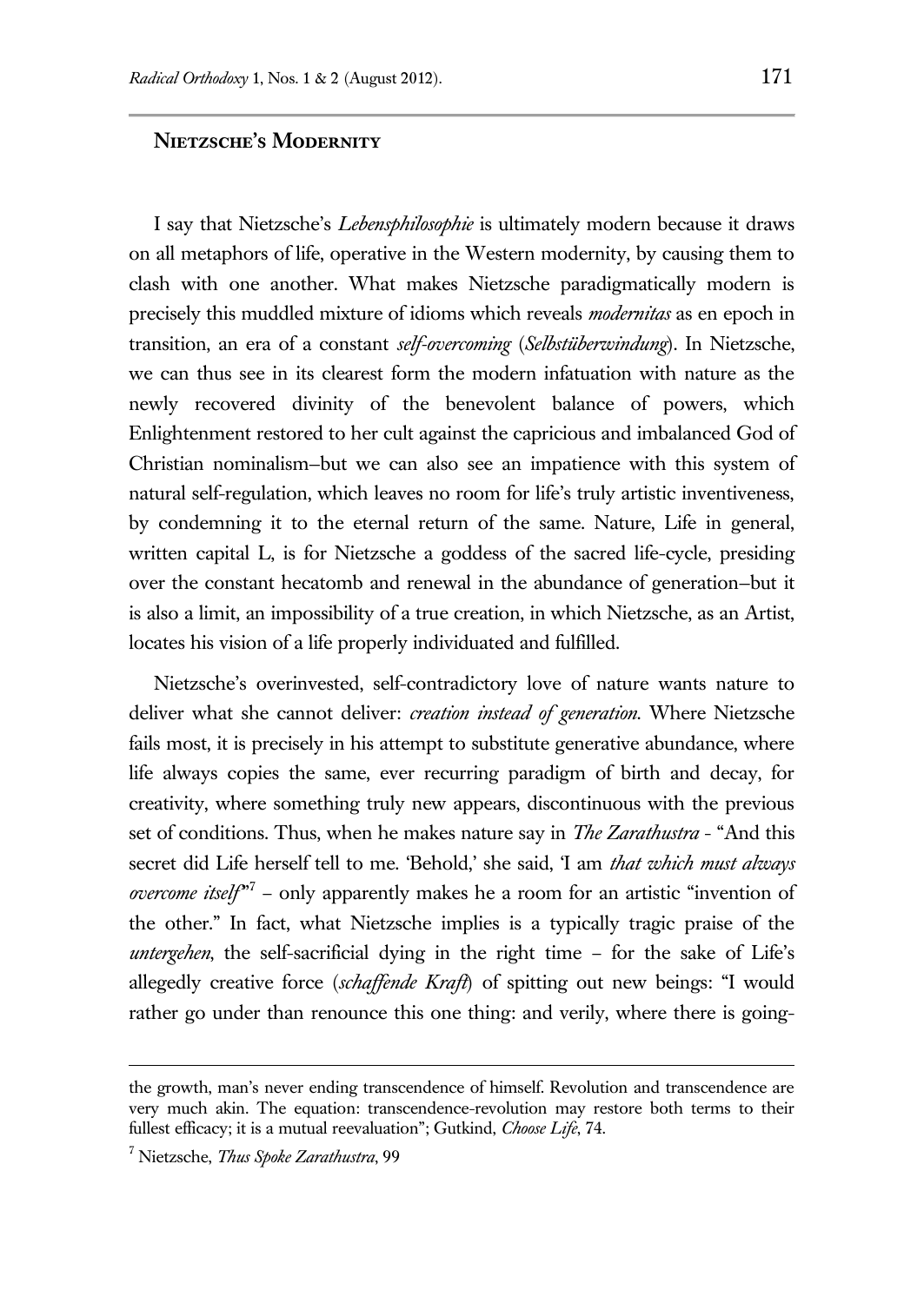## Nietzsche's Modernity

I say that Nietzsche's *Lebensphilosophie* is ultimately modern because it draws on all metaphors of life, operative in the Western modernity, by causing them to clash with one another. What makes Nietzsche paradigmatically modern is precisely this muddled mixture of idioms which reveals *modernitas* as en epoch in transition, an era of a constant *self-overcoming* (*Selbstüberwindung*). In Nietzsche, we can thus see in its clearest form the modern infatuation with nature as the newly recovered divinity of the benevolent balance of powers, which Enlightenment restored to her cult against the capricious and imbalanced God of Christian nominalism–but we can also see an impatience with this system of natural self-regulation, which leaves no room for life's truly artistic inventiveness, by condemning it to the eternal return of the same. Nature, Life in general, written capital L, is for Nietzsche a goddess of the sacred life-cycle, presiding over the constant hecatomb and renewal in the abundance of generation–but it is also a limit, an impossibility of a true creation, in which Nietzsche, as an Artist, locates his vision of a life properly individuated and fulfilled.

Nietzsche's overinvested, self-contradictory love of nature wants nature to deliver what she cannot deliver: *creation instead of generation*. Where Nietzsche fails most, it is precisely in his attempt to substitute generative abundance, where life always copies the same, ever recurring paradigm of birth and decay, for creativity, where something truly new appears, discontinuous with the previous set of conditions. Thus, when he makes nature say in *The Zarathustra* - "And this secret did Life herself tell to me. 'Behold,' she said, 'I am *that which must always overcome itself*'"[7] – only apparently makes he a room for an artistic "invention of the other." In fact, what Nietzsche implies is a typically tragic praise of the *untergehen*, the self-sacrificial dying in the right time – for the sake of Life's allegedly creative force (*schaffende Kraft*) of spitting out new beings: "I would rather go under than renounce this one thing: and verily, where there is going-

the growth, man's never ending transcendence of himself. Revolution and transcendence are very much akin. The equation: transcendence-revolution may restore both terms to their fullest efficacy; it is a mutual reevaluation"; Gutkind, *Choose Life*, 74.

[7] Nietzsche, *Thus Spoke Zarathustra*, 99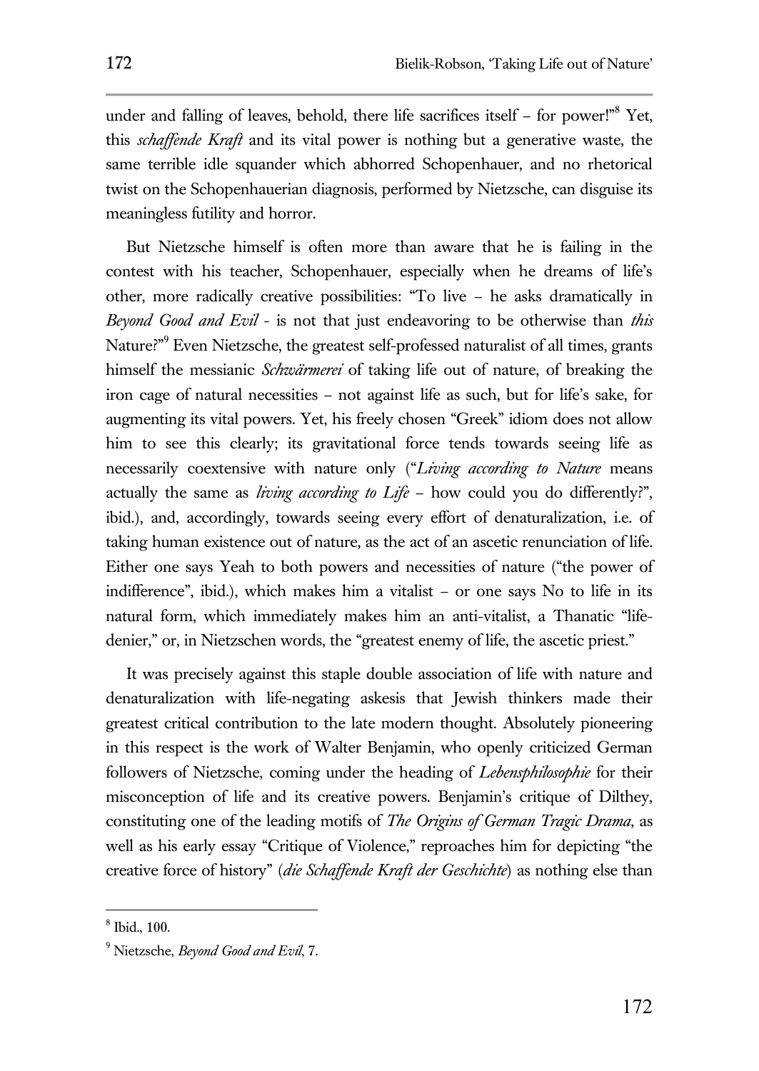under and falling of leaves, behold, there life sacrifices itself – for power!"[8] Yet, this *schaffende Kraft* and its vital power is nothing but a generative waste, the same terrible idle squander which abhorred Schopenhauer, and no rhetorical twist on the Schopenhauerian diagnosis, performed by Nietzsche, can disguise its meaningless futility and horror.

But Nietzsche himself is often more than aware that he is failing in the contest with his teacher, Schopenhauer, especially when he dreams of life's other, more radically creative possibilities: "To live – he asks dramatically in *Beyond Good and Evil* - is not that just endeavoring to be otherwise than *this* Nature?"[9] Even Nietzsche, the greatest self-professed naturalist of all times, grants himself the messianic *Schwärmerei* of taking life out of nature, of breaking the iron cage of natural necessities – not against life as such, but for life's sake, for augmenting its vital powers. Yet, his freely chosen "Greek" idiom does not allow him to see this clearly; its gravitational force tends towards seeing life as necessarily coextensive with nature only ("*Living according to Nature* means actually the same as *living according to Life* – how could you do differently?", ibid.), and, accordingly, towards seeing every effort of denaturalization, i.e. of taking human existence out of nature, as the act of an ascetic renunciation of life. Either one says Yeah to both powers and necessities of nature ("the power of indifference", ibid.), which makes him a vitalist – or one says No to life in its natural form, which immediately makes him an anti-vitalist, a Thanatic "life-denier," or, in Nietzschen words, the "greatest enemy of life, the ascetic priest."

It was precisely against this staple double association of life with nature and denaturalization with life-negating askesis that Jewish thinkers made their greatest critical contribution to the late modern thought. Absolutely pioneering in this respect is the work of Walter Benjamin, who openly criticized German followers of Nietzsche, coming under the heading of *Lebensphilosophie* for their misconception of life and its creative powers. Benjamin's critique of Dilthey, constituting one of the leading motifs of *The Origins of German Tragic Drama*, as well as his early essay "Critique of Violence," reproaches him for depicting "the creative force of history" (*die Schaffende Kraft der Geschichte*) as nothing else than

---

[8] Ibid., 100.

[9] Nietzsche, *Beyond Good and Evil*, 7.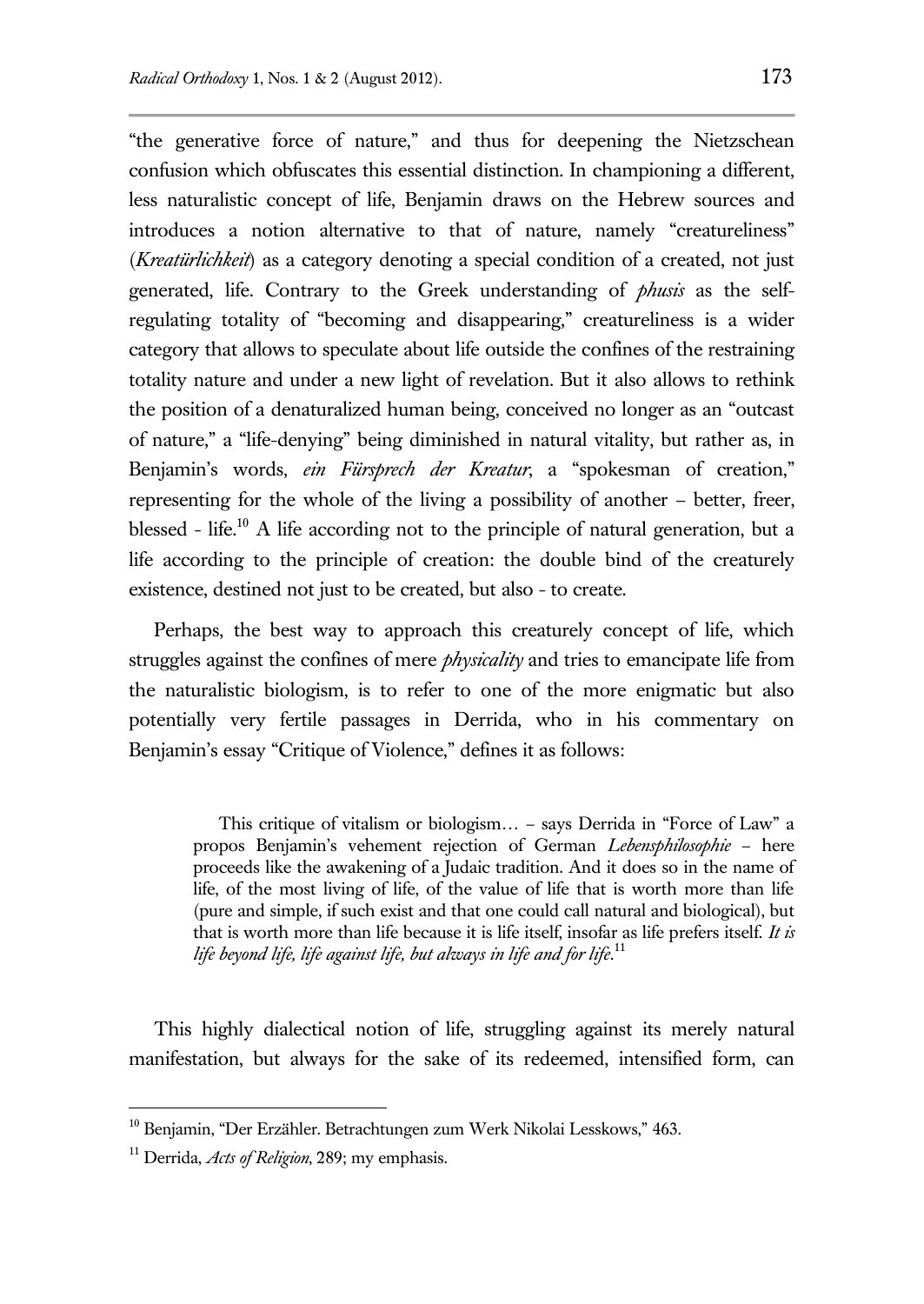"the generative force of nature," and thus for deepening the Nietzschean confusion which obfuscates this essential distinction. In championing a different, less naturalistic concept of life, Benjamin draws on the Hebrew sources and introduces a notion alternative to that of nature, namely "creatureliness" (*Kreatürlichkeit*) as a category denoting a special condition of a created, not just generated, life. Contrary to the Greek understanding of *phusis* as the self-regulating totality of "becoming and disappearing," creatureliness is a wider category that allows to speculate about life outside the confines of the restraining totality nature and under a new light of revelation. But it also allows to rethink the position of a denaturalized human being, conceived no longer as an "outcast of nature," a "life-denying" being diminished in natural vitality, but rather as, in Benjamin's words, *ein Fürsprech der Kreatur*, a "spokesman of creation," representing for the whole of the living a possibility of another – better, freer, blessed - life.[10] A life according not to the principle of natural generation, but a life according to the principle of creation: the double bind of the creaturely existence, destined not just to be created, but also - to create.

Perhaps, the best way to approach this creaturely concept of life, which struggles against the confines of mere *physicality* and tries to emancipate life from the naturalistic biologism, is to refer to one of the more enigmatic but also potentially very fertile passages in Derrida, who in his commentary on Benjamin's essay "Critique of Violence," defines it as follows:

> This critique of vitalism or biologism… – says Derrida in "Force of Law" a propos Benjamin's vehement rejection of German *Lebensphilosophie* – here proceeds like the awakening of a Judaic tradition. And it does so in the name of life, of the most living of life, of the value of life that is worth more than life (pure and simple, if such exist and that one could call natural and biological), but that is worth more than life because it is life itself, insofar as life prefers itself. *It is life beyond life, life against life, but always in life and for life*.[11]

This highly dialectical notion of life, struggling against its merely natural manifestation, but always for the sake of its redeemed, intensified form, can

---

[10] Benjamin, "Der Erzähler. Betrachtungen zum Werk Nikolai Lesskows," 463.

[11] Derrida, *Acts of Religion*, 289; my emphasis.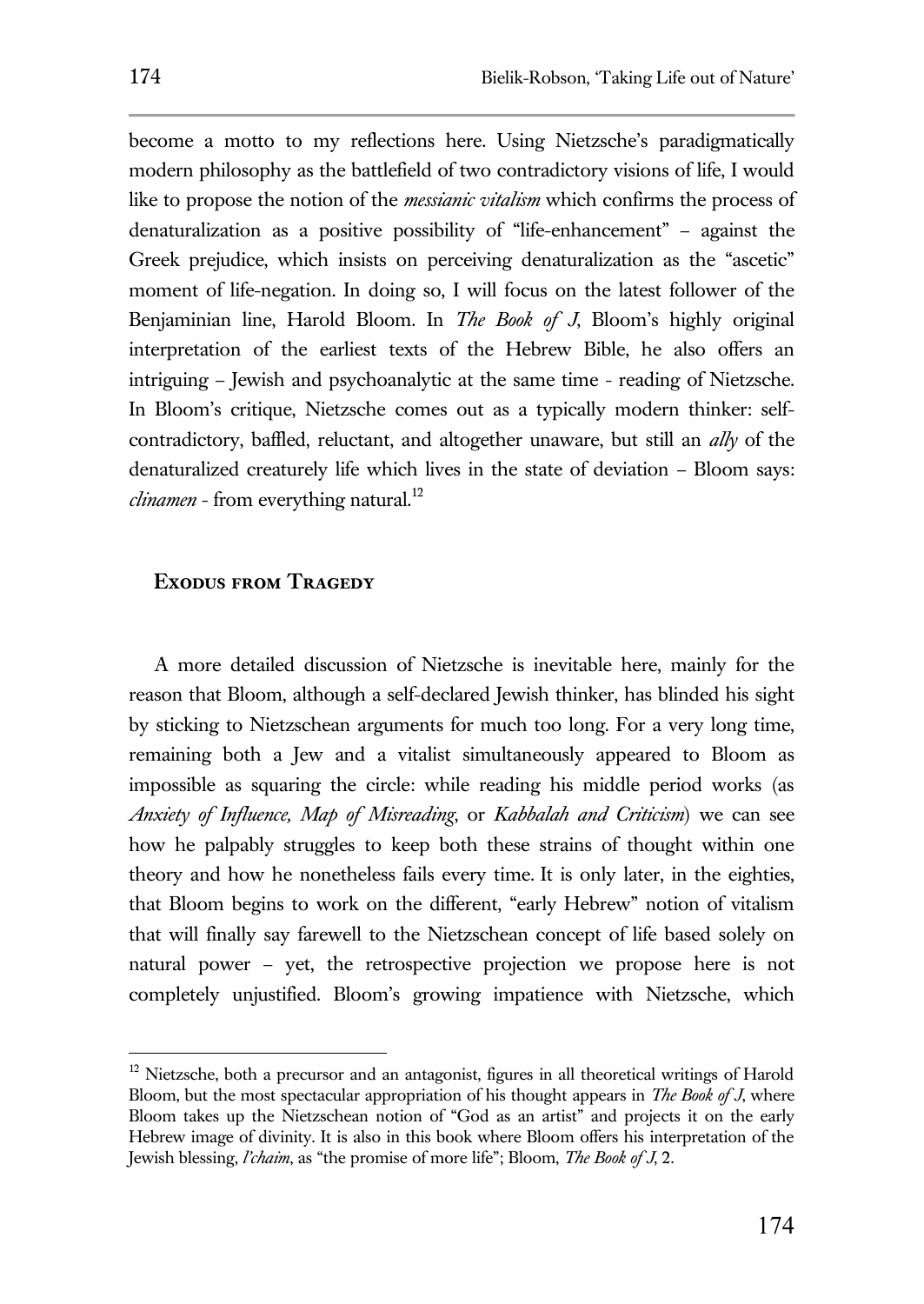become a motto to my reflections here. Using Nietzsche's paradigmatically modern philosophy as the battlefield of two contradictory visions of life, I would like to propose the notion of the *messianic vitalism* which confirms the process of denaturalization as a positive possibility of "life-enhancement" – against the Greek prejudice, which insists on perceiving denaturalization as the "ascetic" moment of life-negation. In doing so, I will focus on the latest follower of the Benjaminian line, Harold Bloom. In *The Book of J*, Bloom's highly original interpretation of the earliest texts of the Hebrew Bible, he also offers an intriguing – Jewish and psychoanalytic at the same time - reading of Nietzsche. In Bloom's critique, Nietzsche comes out as a typically modern thinker: self-contradictory, baffled, reluctant, and altogether unaware, but still an *ally* of the denaturalized creaturely life which lives in the state of deviation – Bloom says: *clinamen* - from everything natural.[12]

## Exodus from Tragedy

A more detailed discussion of Nietzsche is inevitable here, mainly for the reason that Bloom, although a self-declared Jewish thinker, has blinded his sight by sticking to Nietzschean arguments for much too long. For a very long time, remaining both a Jew and a vitalist simultaneously appeared to Bloom as impossible as squaring the circle: while reading his middle period works (as *Anxiety of Influence, Map of Misreading*, or *Kabbalah and Criticism*) we can see how he palpably struggles to keep both these strains of thought within one theory and how he nonetheless fails every time. It is only later, in the eighties, that Bloom begins to work on the different, "early Hebrew" notion of vitalism that will finally say farewell to the Nietzschean concept of life based solely on natural power – yet, the retrospective projection we propose here is not completely unjustified. Bloom's growing impatience with Nietzsche, which

[12] Nietzsche, both a precursor and an antagonist, figures in all theoretical writings of Harold Bloom, but the most spectacular appropriation of his thought appears in *The Book of J*, where Bloom takes up the Nietzschean notion of "God as an artist" and projects it on the early Hebrew image of divinity. It is also in this book where Bloom offers his interpretation of the Jewish blessing, *l'chaim*, as "the promise of more life"; Bloom, *The Book of J*, 2.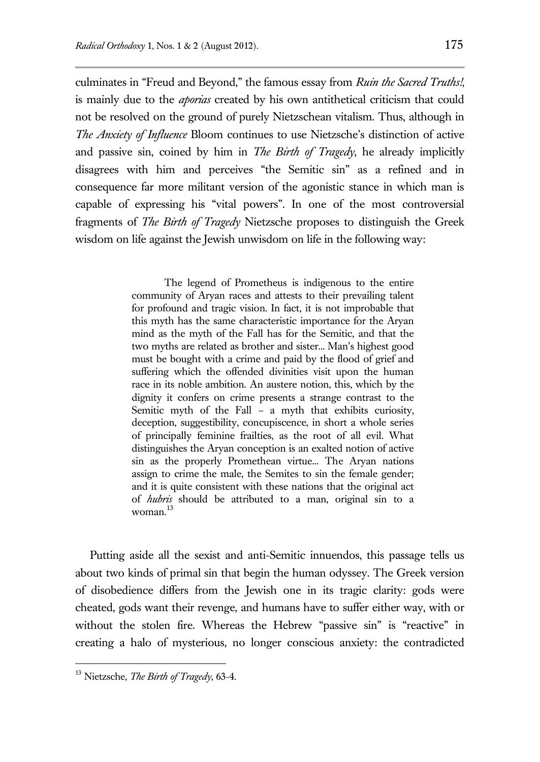culminates in "Freud and Beyond," the famous essay from *Ruin the Sacred Truths!*, is mainly due to the *aporias* created by his own antithetical criticism that could not be resolved on the ground of purely Nietzschean vitalism. Thus, although in *The Anxiety of Influence* Bloom continues to use Nietzsche's distinction of active and passive sin, coined by him in *The Birth of Tragedy*, he already implicitly disagrees with him and perceives "the Semitic sin" as a refined and in consequence far more militant version of the agonistic stance in which man is capable of expressing his "vital powers". In one of the most controversial fragments of *The Birth of Tragedy* Nietzsche proposes to distinguish the Greek wisdom on life against the Jewish unwisdom on life in the following way:

> The legend of Prometheus is indigenous to the entire community of Aryan races and attests to their prevailing talent for profound and tragic vision. In fact, it is not improbable that this myth has the same characteristic importance for the Aryan mind as the myth of the Fall has for the Semitic, and that the two myths are related as brother and sister... Man's highest good must be bought with a crime and paid by the flood of grief and suffering which the offended divinities visit upon the human race in its noble ambition. An austere notion, this, which by the dignity it confers on crime presents a strange contrast to the Semitic myth of the Fall – a myth that exhibits curiosity, deception, suggestibility, concupiscence, in short a whole series of principally feminine frailties, as the root of all evil. What distinguishes the Aryan conception is an exalted notion of active sin as the properly Promethean virtue... The Aryan nations assign to crime the male, the Semites to sin the female gender; and it is quite consistent with these nations that the original act of *hubris* should be attributed to a man, original sin to a woman.[13]

Putting aside all the sexist and anti-Semitic innuendos, this passage tells us about two kinds of primal sin that begin the human odyssey. The Greek version of disobedience differs from the Jewish one in its tragic clarity: gods were cheated, gods want their revenge, and humans have to suffer either way, with or without the stolen fire. Whereas the Hebrew "passive sin" is "reactive" in creating a halo of mysterious, no longer conscious anxiety: the contradicted

---

[13] Nietzsche, *The Birth of Tragedy*, 63-4.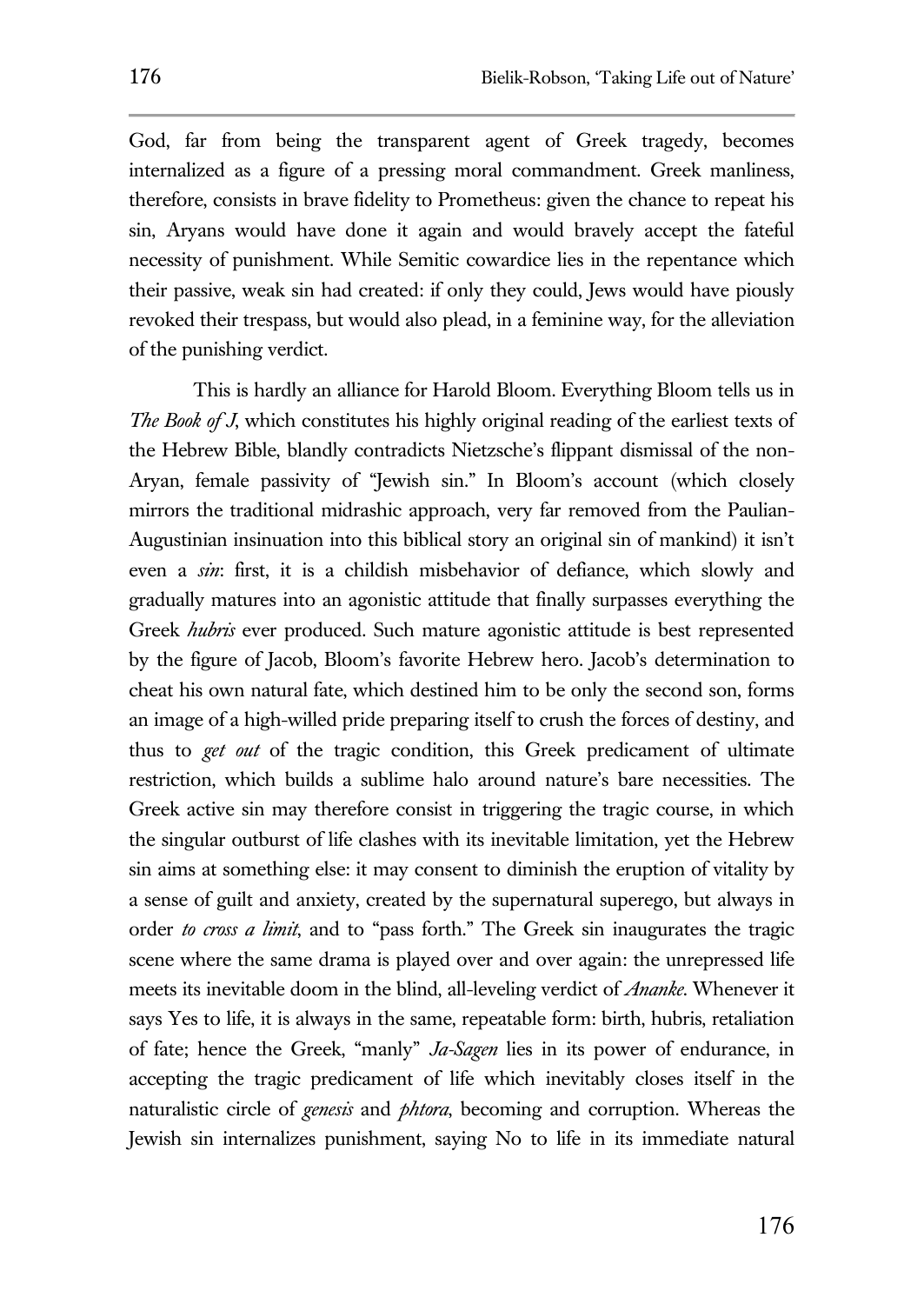God, far from being the transparent agent of Greek tragedy, becomes internalized as a figure of a pressing moral commandment. Greek manliness, therefore, consists in brave fidelity to Prometheus: given the chance to repeat his sin, Aryans would have done it again and would bravely accept the fateful necessity of punishment. While Semitic cowardice lies in the repentance which their passive, weak sin had created: if only they could, Jews would have piously revoked their trespass, but would also plead, in a feminine way, for the alleviation of the punishing verdict.

This is hardly an alliance for Harold Bloom. Everything Bloom tells us in *The Book of J*, which constitutes his highly original reading of the earliest texts of the Hebrew Bible, blandly contradicts Nietzsche's flippant dismissal of the non-Aryan, female passivity of "Jewish sin." In Bloom's account (which closely mirrors the traditional midrashic approach, very far removed from the Paulian-Augustinian insinuation into this biblical story an original sin of mankind) it isn't even a *sin*: first, it is a childish misbehavior of defiance, which slowly and gradually matures into an agonistic attitude that finally surpasses everything the Greek *hubris* ever produced. Such mature agonistic attitude is best represented by the figure of Jacob, Bloom's favorite Hebrew hero. Jacob's determination to cheat his own natural fate, which destined him to be only the second son, forms an image of a high-willed pride preparing itself to crush the forces of destiny, and thus to *get out* of the tragic condition, this Greek predicament of ultimate restriction, which builds a sublime halo around nature's bare necessities. The Greek active sin may therefore consist in triggering the tragic course, in which the singular outburst of life clashes with its inevitable limitation, yet the Hebrew sin aims at something else: it may consent to diminish the eruption of vitality by a sense of guilt and anxiety, created by the supernatural superego, but always in order *to cross a limit*, and to "pass forth." The Greek sin inaugurates the tragic scene where the same drama is played over and over again: the unrepressed life meets its inevitable doom in the blind, all-leveling verdict of *Ananke*. Whenever it says Yes to life, it is always in the same, repeatable form: birth, hubris, retaliation of fate; hence the Greek, "manly" *Ja-Sagen* lies in its power of endurance, in accepting the tragic predicament of life which inevitably closes itself in the naturalistic circle of *genesis* and *phtora*, becoming and corruption. Whereas the Jewish sin internalizes punishment, saying No to life in its immediate natural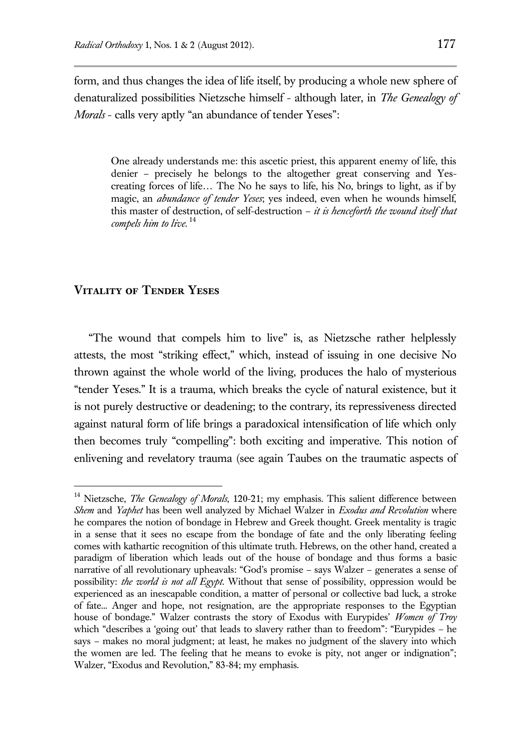form, and thus changes the idea of life itself, by producing a whole new sphere of denaturalized possibilities Nietzsche himself - although later, in *The Genealogy of Morals* - calls very aptly "an abundance of tender Yeses":

> One already understands me: this ascetic priest, this apparent enemy of life, this denier – precisely he belongs to the altogether great conserving and Yes-creating forces of life… The No he says to life, his No, brings to light, as if by magic, an *abundance of tender Yeses*; yes indeed, even when he wounds himself, this master of destruction, of self-destruction – *it is henceforth the wound itself that compels him to live.*[14]

## Vitality of Tender Yeses

"The wound that compels him to live" is, as Nietzsche rather helplessly attests, the most "striking effect," which, instead of issuing in one decisive No thrown against the whole world of the living, produces the halo of mysterious "tender Yeses." It is a trauma, which breaks the cycle of natural existence, but it is not purely destructive or deadening; to the contrary, its repressiveness directed against natural form of life brings a paradoxical intensification of life which only then becomes truly "compelling": both exciting and imperative. This notion of enlivening and revelatory trauma (see again Taubes on the traumatic aspects of

---

[14] Nietzsche, *The Genealogy of Morals*, 120-21; my emphasis. This salient difference between *Shem* and *Yaphet* has been well analyzed by Michael Walzer in *Exodus and Revolution* where he compares the notion of bondage in Hebrew and Greek thought. Greek mentality is tragic in a sense that it sees no escape from the bondage of fate and the only liberating feeling comes with kathartic recognition of this ultimate truth. Hebrews, on the other hand, created a paradigm of liberation which leads out of the house of bondage and thus forms a basic narrative of all revolutionary upheavals: "God's promise – says Walzer – generates a sense of possibility: *the world is not all Egypt*. Without that sense of possibility, oppression would be experienced as an inescapable condition, a matter of personal or collective bad luck, a stroke of fate... Anger and hope, not resignation, are the appropriate responses to the Egyptian house of bondage." Walzer contrasts the story of Exodus with Eurypides' *Women of Troy* which "describes a 'going out' that leads to slavery rather than to freedom": "Eurypides – he says – makes no moral judgment; at least, he makes no judgment of the slavery into which the women are led. The feeling that he means to evoke is pity, not anger or indignation"; Walzer, "Exodus and Revolution," 83-84; my emphasis.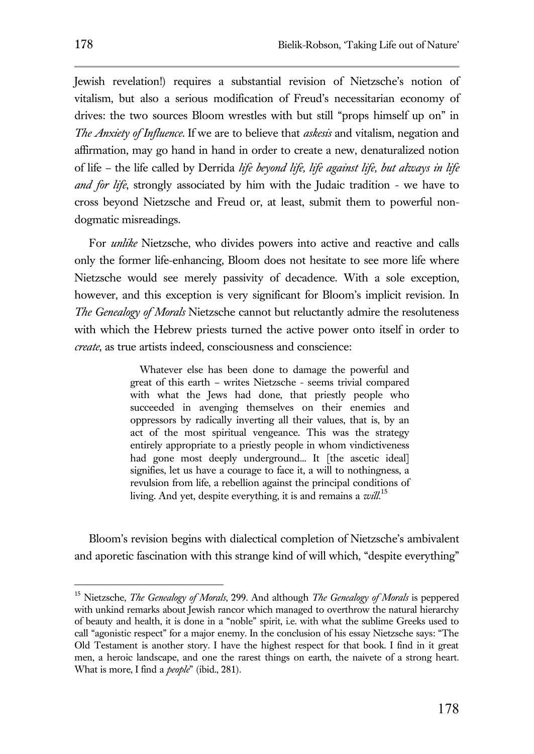Jewish revelation!) requires a substantial revision of Nietzsche's notion of vitalism, but also a serious modification of Freud's necessitarian economy of drives: the two sources Bloom wrestles with but still "props himself up on" in *The Anxiety of Influence*. If we are to believe that *askesis* and vitalism, negation and affirmation, may go hand in hand in order to create a new, denaturalized notion of life – the life called by Derrida *life beyond life, life against life, but always in life and for life*, strongly associated by him with the Judaic tradition - we have to cross beyond Nietzsche and Freud or, at least, submit them to powerful non-dogmatic misreadings.

For *unlike* Nietzsche, who divides powers into active and reactive and calls only the former life-enhancing, Bloom does not hesitate to see more life where Nietzsche would see merely passivity of decadence. With a sole exception, however, and this exception is very significant for Bloom's implicit revision. In *The Genealogy of Morals* Nietzsche cannot but reluctantly admire the resoluteness with which the Hebrew priests turned the active power onto itself in order to *create*, as true artists indeed, consciousness and conscience:

> Whatever else has been done to damage the powerful and great of this earth – writes Nietzsche - seems trivial compared with what the Jews had done, that priestly people who succeeded in avenging themselves on their enemies and oppressors by radically inverting all their values, that is, by an act of the most spiritual vengeance. This was the strategy entirely appropriate to a priestly people in whom vindictiveness had gone most deeply underground... It [the ascetic ideal] signifies, let us have a courage to face it, a will to nothingness, a revulsion from life, a rebellion against the principal conditions of living. And yet, despite everything, it is and remains a *will*.[15]

Bloom's revision begins with dialectical completion of Nietzsche's ambivalent and aporetic fascination with this strange kind of will which, "despite everything"

---

[15] Nietzsche, *The Genealogy of Morals*, 299. And although *The Genealogy of Morals* is peppered with unkind remarks about Jewish rancor which managed to overthrow the natural hierarchy of beauty and health, it is done in a "noble" spirit, i.e. with what the sublime Greeks used to call "agonistic respect" for a major enemy. In the conclusion of his essay Nietzsche says: "The Old Testament is another story. I have the highest respect for that book. I find in it great men, a heroic landscape, and one the rarest things on earth, the naivete of a strong heart. What is more, I find a *people*" (ibid., 281).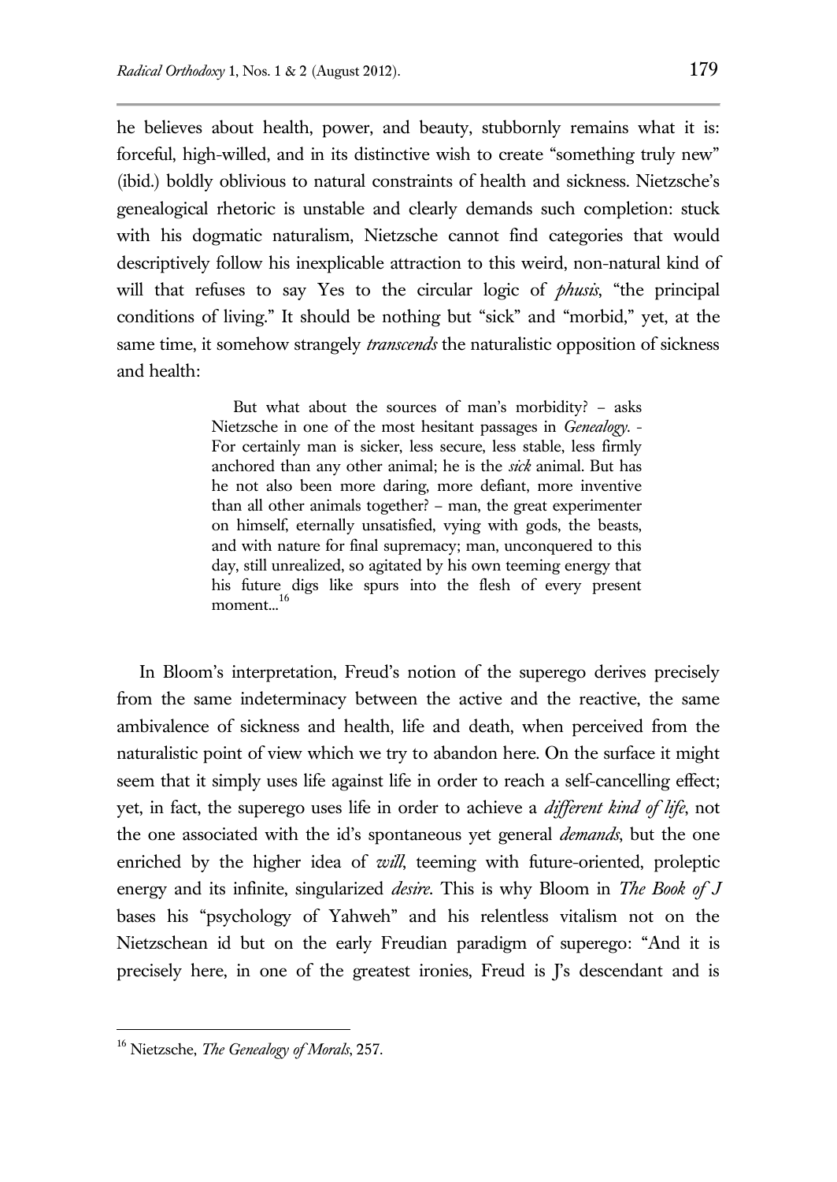he believes about health, power, and beauty, stubbornly remains what it is: forceful, high-willed, and in its distinctive wish to create "something truly new" (ibid.) boldly oblivious to natural constraints of health and sickness. Nietzsche's genealogical rhetoric is unstable and clearly demands such completion: stuck with his dogmatic naturalism, Nietzsche cannot find categories that would descriptively follow his inexplicable attraction to this weird, non-natural kind of will that refuses to say Yes to the circular logic of *phusis*, "the principal conditions of living." It should be nothing but "sick" and "morbid," yet, at the same time, it somehow strangely *transcends* the naturalistic opposition of sickness and health:

> But what about the sources of man's morbidity? – asks Nietzsche in one of the most hesitant passages in *Genealogy*. - For certainly man is sicker, less secure, less stable, less firmly anchored than any other animal; he is the *sick* animal. But has he not also been more daring, more defiant, more inventive than all other animals together? – man, the great experimenter on himself, eternally unsatisfied, vying with gods, the beasts, and with nature for final supremacy; man, unconquered to this day, still unrealized, so agitated by his own teeming energy that his future digs like spurs into the flesh of every present moment...[16]

In Bloom's interpretation, Freud's notion of the superego derives precisely from the same indeterminacy between the active and the reactive, the same ambivalence of sickness and health, life and death, when perceived from the naturalistic point of view which we try to abandon here. On the surface it might seem that it simply uses life against life in order to reach a self-cancelling effect; yet, in fact, the superego uses life in order to achieve a *different kind of life*, not the one associated with the id's spontaneous yet general *demands*, but the one enriched by the higher idea of *will*, teeming with future-oriented, proleptic energy and its infinite, singularized *desire*. This is why Bloom in *The Book of J* bases his "psychology of Yahweh" and his relentless vitalism not on the Nietzschean id but on the early Freudian paradigm of superego: "And it is precisely here, in one of the greatest ironies, Freud is J's descendant and is

---

[16] Nietzsche, *The Genealogy of Morals*, 257.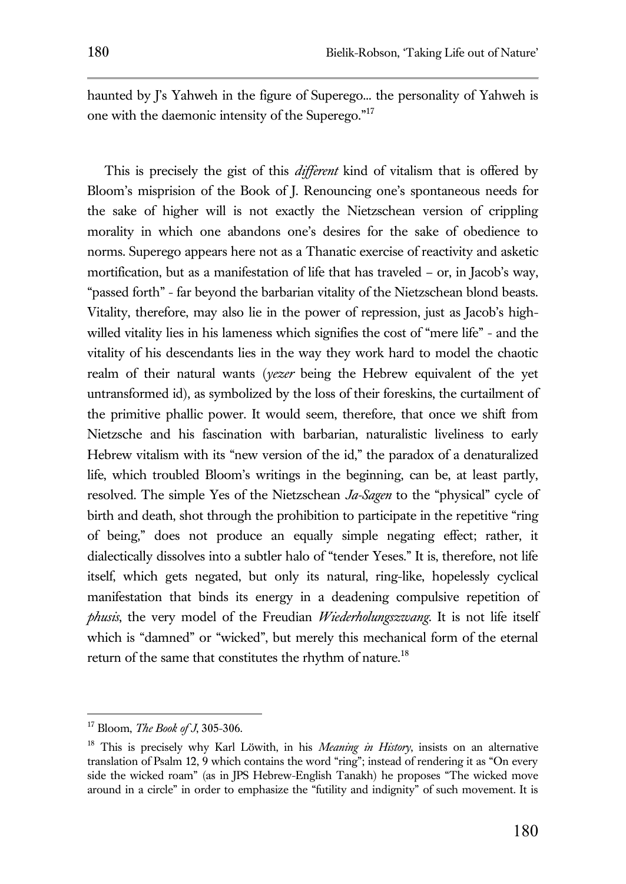haunted by J's Yahweh in the figure of Superego... the personality of Yahweh is one with the daemonic intensity of the Superego."[17]

This is precisely the gist of this *different* kind of vitalism that is offered by Bloom's misprision of the Book of J. Renouncing one's spontaneous needs for the sake of higher will is not exactly the Nietzschean version of crippling morality in which one abandons one's desires for the sake of obedience to norms. Superego appears here not as a Thanatic exercise of reactivity and asketic mortification, but as a manifestation of life that has traveled – or, in Jacob's way, "passed forth" - far beyond the barbarian vitality of the Nietzschean blond beasts. Vitality, therefore, may also lie in the power of repression, just as Jacob's high-willed vitality lies in his lameness which signifies the cost of "mere life" - and the vitality of his descendants lies in the way they work hard to model the chaotic realm of their natural wants (*yezer* being the Hebrew equivalent of the yet untransformed id), as symbolized by the loss of their foreskins, the curtailment of the primitive phallic power. It would seem, therefore, that once we shift from Nietzsche and his fascination with barbarian, naturalistic liveliness to early Hebrew vitalism with its "new version of the id," the paradox of a denaturalized life, which troubled Bloom's writings in the beginning, can be, at least partly, resolved. The simple Yes of the Nietzschean *Ja-Sagen* to the "physical" cycle of birth and death, shot through the prohibition to participate in the repetitive "ring of being," does not produce an equally simple negating effect; rather, it dialectically dissolves into a subtler halo of "tender Yeses." It is, therefore, not life itself, which gets negated, but only its natural, ring-like, hopelessly cyclical manifestation that binds its energy in a deadening compulsive repetition of *phusis*, the very model of the Freudian *Wiederholungszwang*. It is not life itself which is "damned" or "wicked", but merely this mechanical form of the eternal return of the same that constitutes the rhythm of nature.[18]

---

[17] Bloom, *The Book of J*, 305-306.

[18] This is precisely why Karl Löwith, in his *Meaning in History*, insists on an alternative translation of Psalm 12, 9 which contains the word "ring"; instead of rendering it as "On every side the wicked roam" (as in JPS Hebrew-English Tanakh) he proposes "The wicked move around in a circle" in order to emphasize the "futility and indignity" of such movement. It is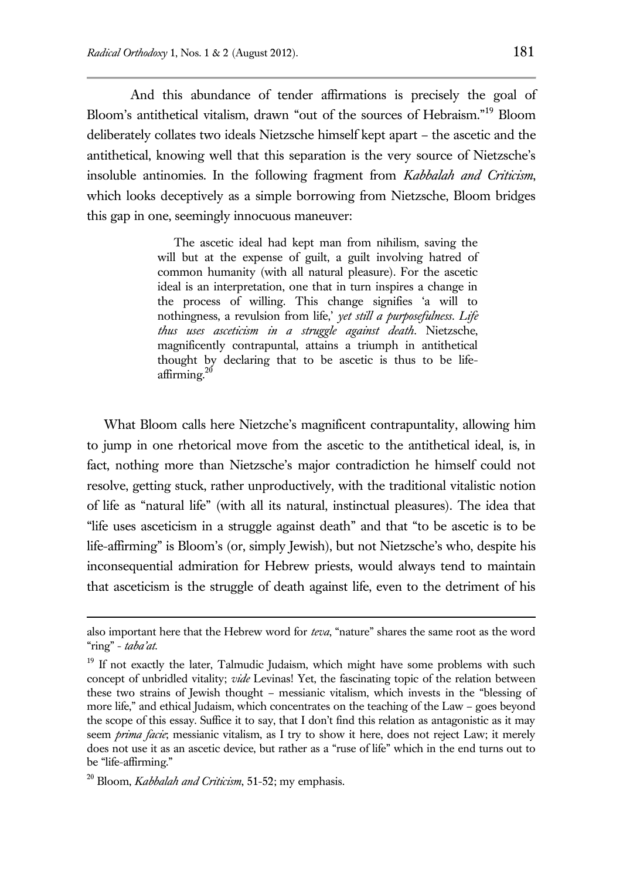And this abundance of tender affirmations is precisely the goal of Bloom's antithetical vitalism, drawn "out of the sources of Hebraism."[19] Bloom deliberately collates two ideals Nietzsche himself kept apart – the ascetic and the antithetical, knowing well that this separation is the very source of Nietzsche's insoluble antinomies. In the following fragment from *Kabbalah and Criticism*, which looks deceptively as a simple borrowing from Nietzsche, Bloom bridges this gap in one, seemingly innocuous maneuver:

> The ascetic ideal had kept man from nihilism, saving the will but at the expense of guilt, a guilt involving hatred of common humanity (with all natural pleasure). For the ascetic ideal is an interpretation, one that in turn inspires a change in the process of willing. This change signifies 'a will to nothingness, a revulsion from life,' *yet still a purposefulness*. *Life thus uses asceticism in a struggle against death*. Nietzsche, magnificently contrapuntal, attains a triumph in antithetical thought by declaring that to be ascetic is thus to be life-affirming.[20]

What Bloom calls here Nietzche's magnificent contrapuntality, allowing him to jump in one rhetorical move from the ascetic to the antithetical ideal, is, in fact, nothing more than Nietzsche's major contradiction he himself could not resolve, getting stuck, rather unproductively, with the traditional vitalistic notion of life as "natural life" (with all its natural, instinctual pleasures). The idea that "life uses asceticism in a struggle against death" and that "to be ascetic is to be life-affirming" is Bloom's (or, simply Jewish), but not Nietzsche's who, despite his inconsequential admiration for Hebrew priests, would always tend to maintain that asceticism is the struggle of death against life, even to the detriment of his

---

also important here that the Hebrew word for *teva*, "nature" shares the same root as the word "ring" - *taba'at*.

[19] If not exactly the later, Talmudic Judaism, which might have some problems with such concept of unbridled vitality; *vide* Levinas! Yet, the fascinating topic of the relation between these two strains of Jewish thought – messianic vitalism, which invests in the "blessing of more life," and ethical Judaism, which concentrates on the teaching of the Law – goes beyond the scope of this essay. Suffice it to say, that I don't find this relation as antagonistic as it may seem *prima facie*; messianic vitalism, as I try to show it here, does not reject Law; it merely does not use it as an ascetic device, but rather as a "ruse of life" which in the end turns out to be "life-affirming."

[20] Bloom, *Kabbalah and Criticism*, 51-52; my emphasis.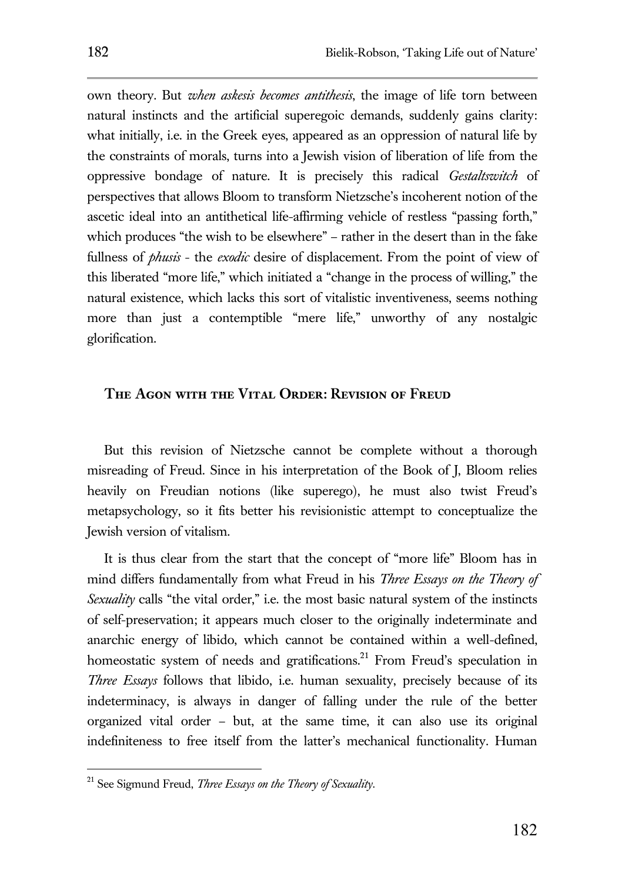own theory. But *when askesis becomes antithesis*, the image of life torn between natural instincts and the artificial superegoic demands, suddenly gains clarity: what initially, i.e. in the Greek eyes, appeared as an oppression of natural life by the constraints of morals, turns into a Jewish vision of liberation of life from the oppressive bondage of nature. It is precisely this radical *Gestaltswitch* of perspectives that allows Bloom to transform Nietzsche's incoherent notion of the ascetic ideal into an antithetical life-affirming vehicle of restless "passing forth," which produces "the wish to be elsewhere" – rather in the desert than in the fake fullness of *phusis* - the *exodic* desire of displacement. From the point of view of this liberated "more life," which initiated a "change in the process of willing," the natural existence, which lacks this sort of vitalistic inventiveness, seems nothing more than just a contemptible "mere life," unworthy of any nostalgic glorification.

## The Agon with the Vital Order: Revision of Freud

But this revision of Nietzsche cannot be complete without a thorough misreading of Freud. Since in his interpretation of the Book of J, Bloom relies heavily on Freudian notions (like superego), he must also twist Freud's metapsychology, so it fits better his revisionistic attempt to conceptualize the Jewish version of vitalism.

It is thus clear from the start that the concept of "more life" Bloom has in mind differs fundamentally from what Freud in his *Three Essays on the Theory of Sexuality* calls "the vital order," i.e. the most basic natural system of the instincts of self-preservation; it appears much closer to the originally indeterminate and anarchic energy of libido, which cannot be contained within a well-defined, homeostatic system of needs and gratifications.[21] From Freud's speculation in *Three Essays* follows that libido, i.e. human sexuality, precisely because of its indeterminacy, is always in danger of falling under the rule of the better organized vital order – but, at the same time, it can also use its original indefiniteness to free itself from the latter's mechanical functionality. Human

[21] See Sigmund Freud, *Three Essays on the Theory of Sexuality*.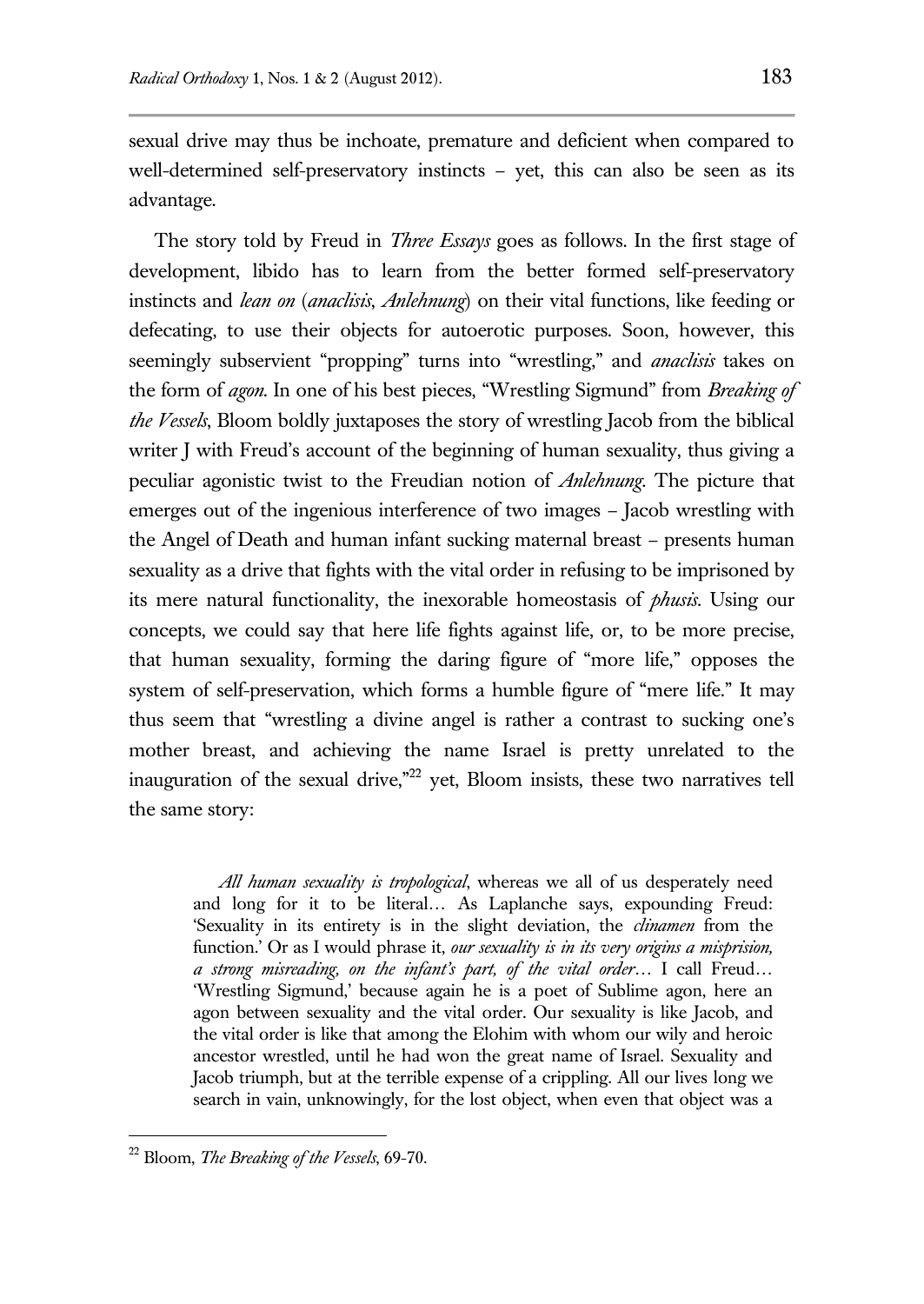sexual drive may thus be inchoate, premature and deficient when compared to well-determined self-preservatory instincts – yet, this can also be seen as its advantage.

The story told by Freud in *Three Essays* goes as follows. In the first stage of development, libido has to learn from the better formed self-preservatory instincts and *lean on* (*anaclisis*, *Anlehnung*) on their vital functions, like feeding or defecating, to use their objects for autoerotic purposes. Soon, however, this seemingly subservient "propping" turns into "wrestling," and *anaclisis* takes on the form of *agon*. In one of his best pieces, "Wrestling Sigmund" from *Breaking of the Vessels*, Bloom boldly juxtaposes the story of wrestling Jacob from the biblical writer J with Freud's account of the beginning of human sexuality, thus giving a peculiar agonistic twist to the Freudian notion of *Anlehnung*. The picture that emerges out of the ingenious interference of two images – Jacob wrestling with the Angel of Death and human infant sucking maternal breast – presents human sexuality as a drive that fights with the vital order in refusing to be imprisoned by its mere natural functionality, the inexorable homeostasis of *phusis*. Using our concepts, we could say that here life fights against life, or, to be more precise, that human sexuality, forming the daring figure of "more life," opposes the system of self-preservation, which forms a humble figure of "mere life." It may thus seem that "wrestling a divine angel is rather a contrast to sucking one's mother breast, and achieving the name Israel is pretty unrelated to the inauguration of the sexual drive,"[22] yet, Bloom insists, these two narratives tell the same story:

> *All human sexuality is tropological*, whereas we all of us desperately need and long for it to be literal… As Laplanche says, expounding Freud: 'Sexuality in its entirety is in the slight deviation, the *clinamen* from the function.' Or as I would phrase it, *our sexuality is in its very origins a misprision, a strong misreading, on the infant's part, of the vital order*… I call Freud… 'Wrestling Sigmund,' because again he is a poet of Sublime agon, here an agon between sexuality and the vital order. Our sexuality is like Jacob, and the vital order is like that among the Elohim with whom our wily and heroic ancestor wrestled, until he had won the great name of Israel. Sexuality and Jacob triumph, but at the terrible expense of a crippling. All our lives long we search in vain, unknowingly, for the lost object, when even that object was a

[22] Bloom, *The Breaking of the Vessels*, 69-70.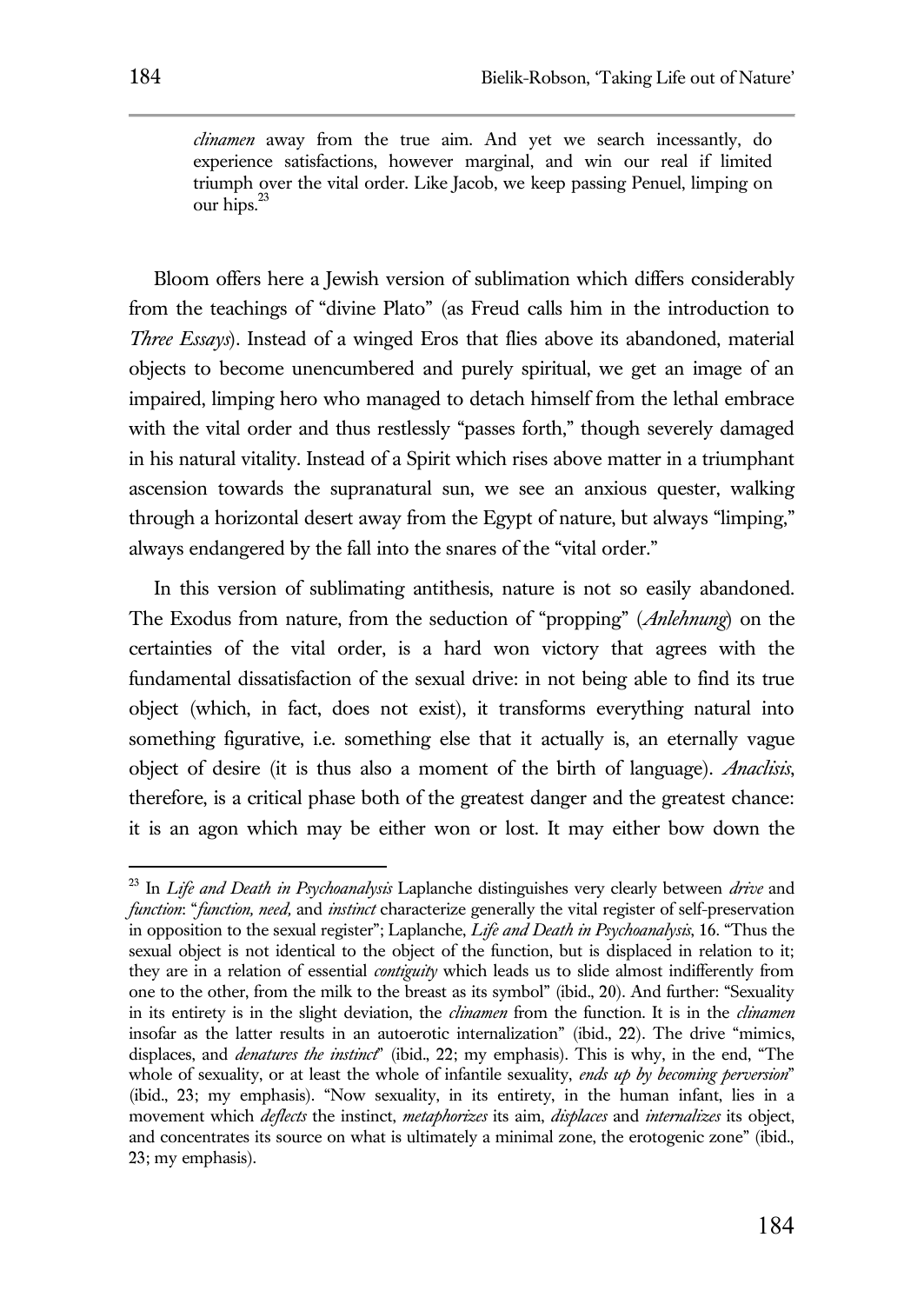> *clinamen* away from the true aim. And yet we search incessantly, do experience satisfactions, however marginal, and win our real if limited triumph over the vital order. Like Jacob, we keep passing Penuel, limping on our hips.[23]

Bloom offers here a Jewish version of sublimation which differs considerably from the teachings of "divine Plato" (as Freud calls him in the introduction to *Three Essays*). Instead of a winged Eros that flies above its abandoned, material objects to become unencumbered and purely spiritual, we get an image of an impaired, limping hero who managed to detach himself from the lethal embrace with the vital order and thus restlessly "passes forth," though severely damaged in his natural vitality. Instead of a Spirit which rises above matter in a triumphant ascension towards the supranatural sun, we see an anxious quester, walking through a horizontal desert away from the Egypt of nature, but always "limping," always endangered by the fall into the snares of the "vital order."

In this version of sublimating antithesis, nature is not so easily abandoned. The Exodus from nature, from the seduction of "propping" (*Anlehnung*) on the certainties of the vital order, is a hard won victory that agrees with the fundamental dissatisfaction of the sexual drive: in not being able to find its true object (which, in fact, does not exist), it transforms everything natural into something figurative, i.e. something else that it actually is, an eternally vague object of desire (it is thus also a moment of the birth of language). *Anaclisis*, therefore, is a critical phase both of the greatest danger and the greatest chance: it is an agon which may be either won or lost. It may either bow down the

---

[23] In *Life and Death in Psychoanalysis* Laplanche distinguishes very clearly between *drive* and *function*: "*function, need,* and *instinct* characterize generally the vital register of self-preservation in opposition to the sexual register"; Laplanche, *Life and Death in Psychoanalysis*, 16. "Thus the sexual object is not identical to the object of the function, but is displaced in relation to it; they are in a relation of essential *contiguity* which leads us to slide almost indifferently from one to the other, from the milk to the breast as its symbol" (ibid., 20). And further: "Sexuality in its entirety is in the slight deviation, the *clinamen* from the function. It is in the *clinamen* insofar as the latter results in an autoerotic internalization" (ibid., 22). The drive "mimics, displaces, and *denatures the instinct*" (ibid., 22; my emphasis). This is why, in the end, "The whole of sexuality, or at least the whole of infantile sexuality, *ends up by becoming perversion*" (ibid., 23; my emphasis). "Now sexuality, in its entirety, in the human infant, lies in a movement which *deflects* the instinct, *metaphorizes* its aim, *displaces* and *internalizes* its object, and concentrates its source on what is ultimately a minimal zone, the erotogenic zone" (ibid., 23; my emphasis).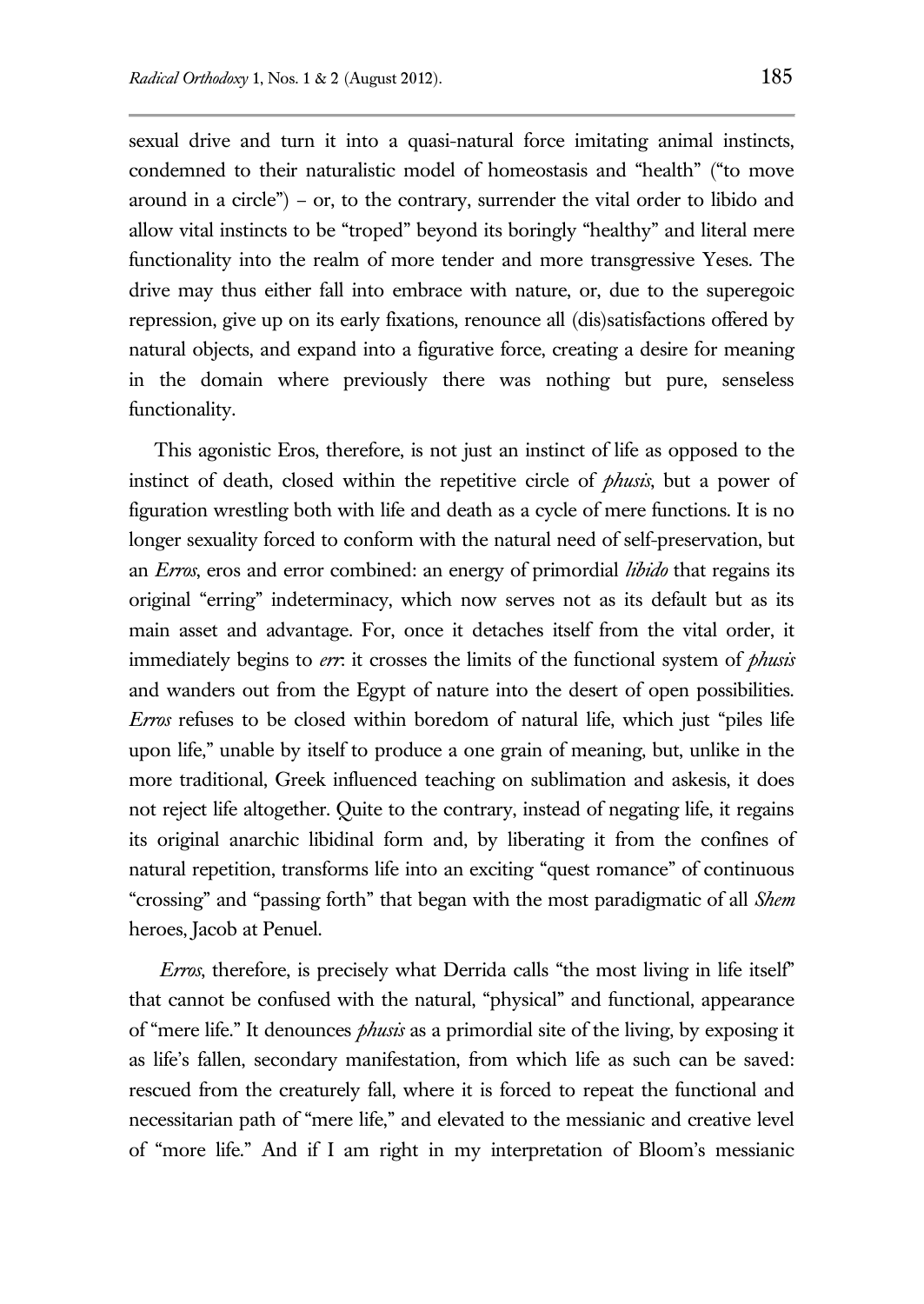sexual drive and turn it into a quasi-natural force imitating animal instincts, condemned to their naturalistic model of homeostasis and "health" ("to move around in a circle") – or, to the contrary, surrender the vital order to libido and allow vital instincts to be "troped" beyond its boringly "healthy" and literal mere functionality into the realm of more tender and more transgressive Yeses. The drive may thus either fall into embrace with nature, or, due to the superegoic repression, give up on its early fixations, renounce all (dis)satisfactions offered by natural objects, and expand into a figurative force, creating a desire for meaning in the domain where previously there was nothing but pure, senseless functionality.

This agonistic Eros, therefore, is not just an instinct of life as opposed to the instinct of death, closed within the repetitive circle of *phusis*, but a power of figuration wrestling both with life and death as a cycle of mere functions. It is no longer sexuality forced to conform with the natural need of self-preservation, but an *Erros*, eros and error combined: an energy of primordial *libido* that regains its original "erring" indeterminacy, which now serves not as its default but as its main asset and advantage. For, once it detaches itself from the vital order, it immediately begins to *err*: it crosses the limits of the functional system of *phusis* and wanders out from the Egypt of nature into the desert of open possibilities. *Erros* refuses to be closed within boredom of natural life, which just "piles life upon life," unable by itself to produce a one grain of meaning, but, unlike in the more traditional, Greek influenced teaching on sublimation and askesis, it does not reject life altogether. Quite to the contrary, instead of negating life, it regains its original anarchic libidinal form and, by liberating it from the confines of natural repetition, transforms life into an exciting "quest romance" of continuous "crossing" and "passing forth" that began with the most paradigmatic of all *Shem* heroes, Jacob at Penuel.

*Erros*, therefore, is precisely what Derrida calls "the most living in life itself" that cannot be confused with the natural, "physical" and functional, appearance of "mere life." It denounces *phusis* as a primordial site of the living, by exposing it as life's fallen, secondary manifestation, from which life as such can be saved: rescued from the creaturely fall, where it is forced to repeat the functional and necessitarian path of "mere life," and elevated to the messianic and creative level of "more life." And if I am right in my interpretation of Bloom's messianic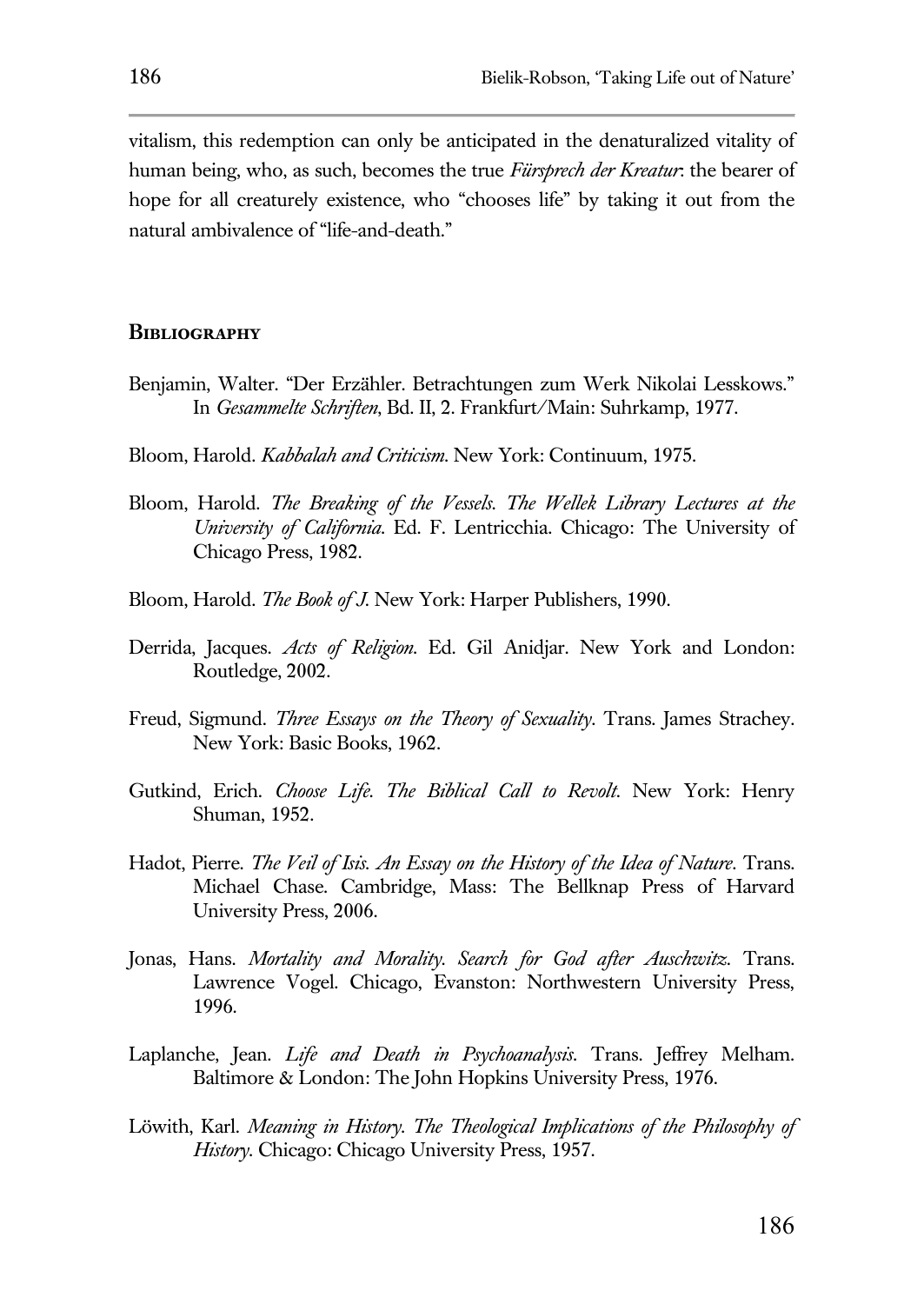vitalism, this redemption can only be anticipated in the denaturalized vitality of human being, who, as such, becomes the true *Fürsprech der Kreatur*: the bearer of hope for all creaturely existence, who "chooses life" by taking it out from the natural ambivalence of "life-and-death."

## Bibliography

Benjamin, Walter. "Der Erzähler. Betrachtungen zum Werk Nikolai Lesskows." In *Gesammelte Schriften*, Bd. II, 2. Frankfurt/Main: Suhrkamp, 1977.

Bloom, Harold. *Kabbalah and Criticism*. New York: Continuum, 1975.

Bloom, Harold. *The Breaking of the Vessels. The Wellek Library Lectures at the University of California*. Ed. F. Lentricchia. Chicago: The University of Chicago Press, 1982.

Bloom, Harold. *The Book of J*. New York: Harper Publishers, 1990.

Derrida, Jacques. *Acts of Religion*. Ed. Gil Anidjar. New York and London: Routledge, 2002.

Freud, Sigmund. *Three Essays on the Theory of Sexuality*. Trans. James Strachey. New York: Basic Books, 1962.

Gutkind, Erich. *Choose Life. The Biblical Call to Revolt*. New York: Henry Shuman, 1952.

Hadot, Pierre. *The Veil of Isis. An Essay on the History of the Idea of Nature*. Trans. Michael Chase. Cambridge, Mass: The Bellknap Press of Harvard University Press, 2006.

Jonas, Hans. *Mortality and Morality. Search for God after Auschwitz*. Trans. Lawrence Vogel. Chicago, Evanston: Northwestern University Press, 1996.

Laplanche, Jean. *Life and Death in Psychoanalysis*. Trans. Jeffrey Melham. Baltimore & London: The John Hopkins University Press, 1976.

Löwith, Karl. *Meaning in History. The Theological Implications of the Philosophy of History*. Chicago: Chicago University Press, 1957.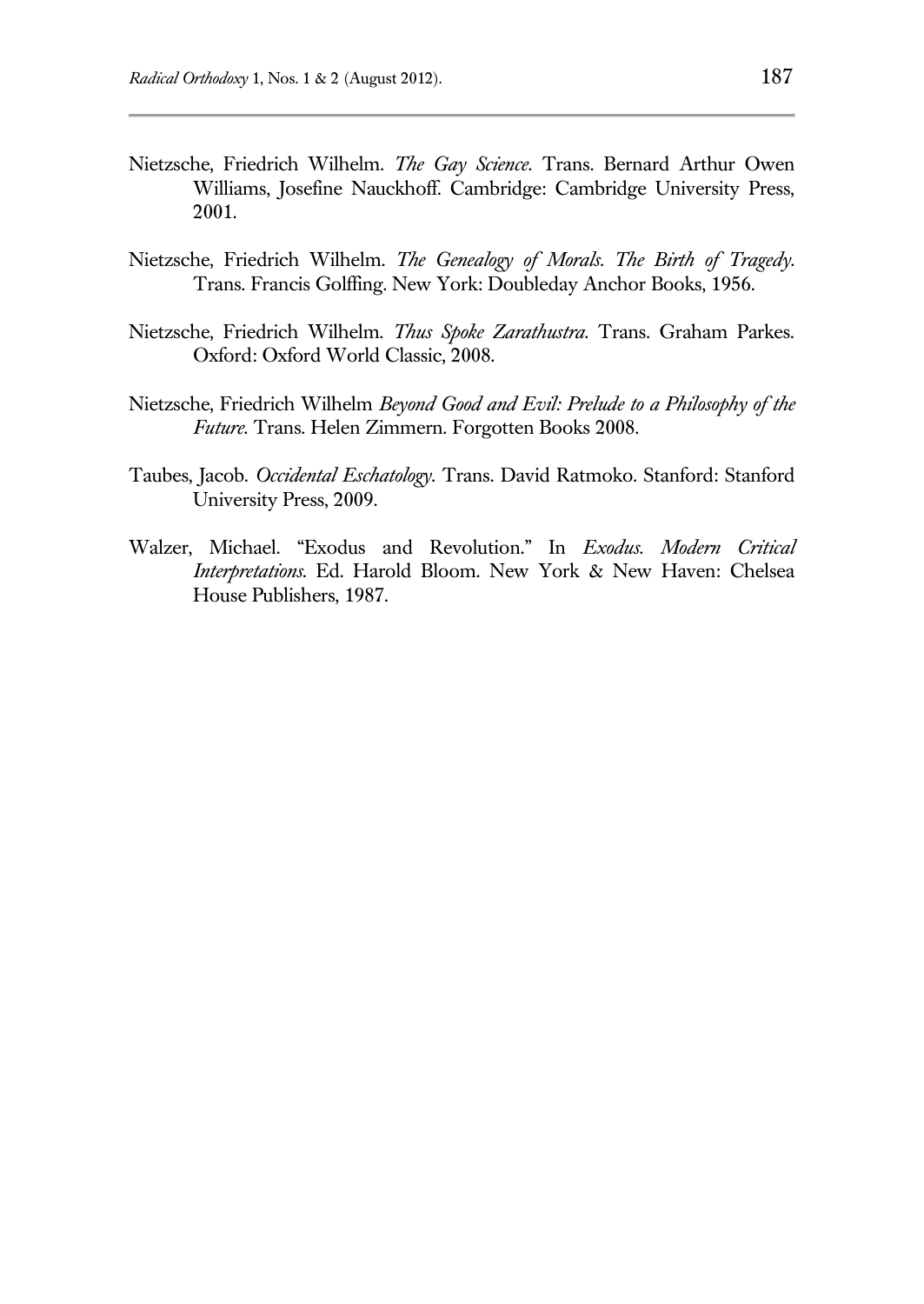Nietzsche, Friedrich Wilhelm. *The Gay Science*. Trans. Bernard Arthur Owen Williams, Josefine Nauckhoff. Cambridge: Cambridge University Press, 2001.

Nietzsche, Friedrich Wilhelm. *The Genealogy of Morals. The Birth of Tragedy*. Trans. Francis Golffing. New York: Doubleday Anchor Books, 1956.

Nietzsche, Friedrich Wilhelm. *Thus Spoke Zarathustra*. Trans. Graham Parkes. Oxford: Oxford World Classic, 2008.

Nietzsche, Friedrich Wilhelm *Beyond Good and Evil: Prelude to a Philosophy of the Future*. Trans. Helen Zimmern. Forgotten Books 2008.

Taubes, Jacob. *Occidental Eschatology*. Trans. David Ratmoko. Stanford: Stanford University Press, 2009.

Walzer, Michael. "Exodus and Revolution." In *Exodus. Modern Critical Interpretations*. Ed. Harold Bloom. New York & New Haven: Chelsea House Publishers, 1987.